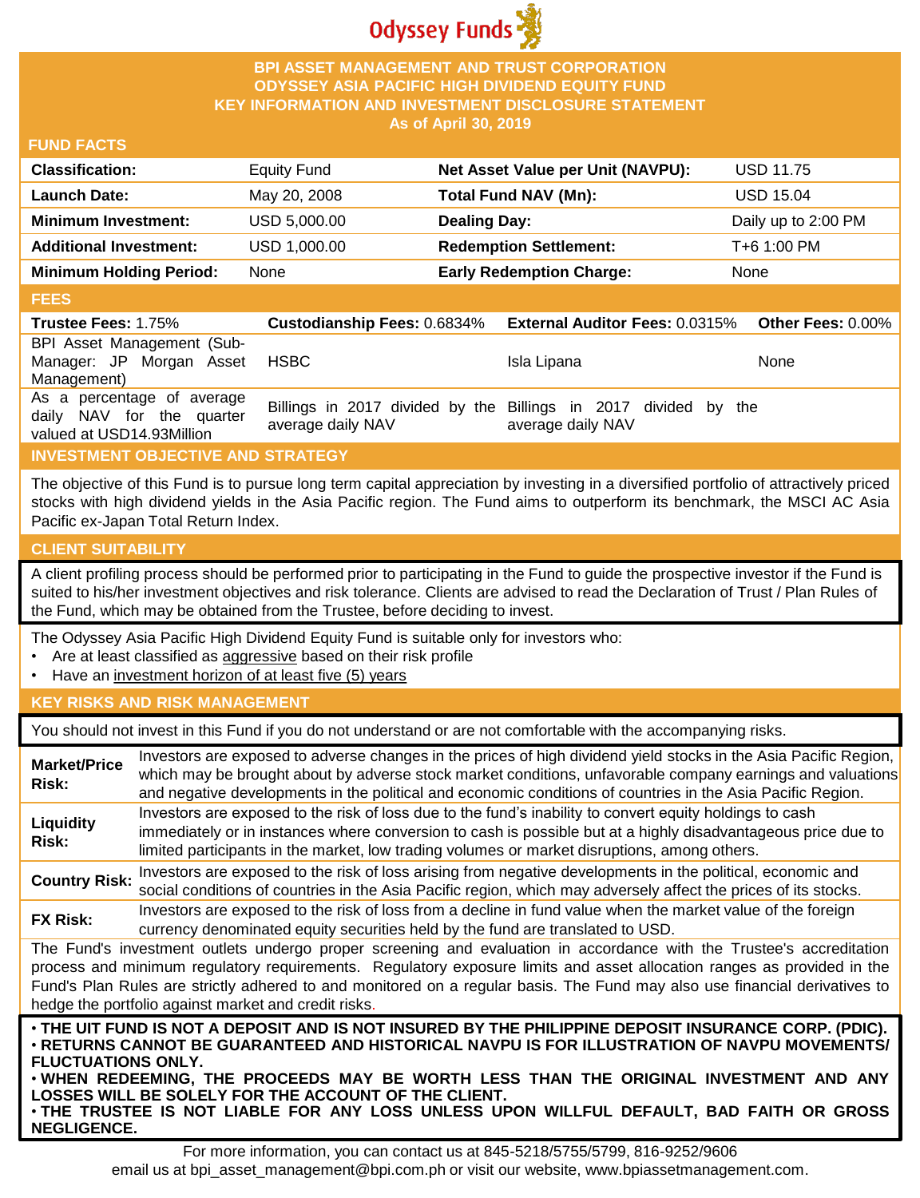Odyssey Funds

# BPI ASSET MANAGEMENT AND TRUST CORPORATION
# ODYSSEY ASIA PACIFIC HIGH DIVIDEND EQUITY FUND
# KEY INFORMATION AND INVESTMENT DISCLOSURE STATEMENT
**As of April 30, 2019**

## FUND FACTS

| | | | |
|---|---|---|---|
| **Classification:** | Equity Fund | **Net Asset Value per Unit (NAVPU):** | USD 11.75 |
| **Launch Date:** | May 20, 2008 | **Total Fund NAV (Mn):** | USD 15.04 |
| **Minimum Investment:** | USD 5,000.00 | **Dealing Day:** | Daily up to 2:00 PM |
| **Additional Investment:** | USD 1,000.00 | **Redemption Settlement:** | T+6 1:00 PM |
| **Minimum Holding Period:** | None | **Early Redemption Charge:** | None |

## FEES

| **Trustee Fees:** 1.75% | **Custodianship Fees:** 0.6834% | **External Auditor Fees:** 0.0315% | **Other Fees:** 0.00% |
|---|---|---|---|
| BPI Asset Management (Sub-Manager: JP Morgan Asset Management) | HSBC | Isla Lipana | None |
| As a percentage of average daily NAV for the quarter valued at USD14.93Million | Billings in 2017 divided by the average daily NAV | Billings in 2017 divided by the average daily NAV | |

## INVESTMENT OBJECTIVE AND STRATEGY

The objective of this Fund is to pursue long term capital appreciation by investing in a diversified portfolio of attractively priced stocks with high dividend yields in the Asia Pacific region. The Fund aims to outperform its benchmark, the MSCI AC Asia Pacific ex-Japan Total Return Index.

## CLIENT SUITABILITY

A client profiling process should be performed prior to participating in the Fund to guide the prospective investor if the Fund is suited to his/her investment objectives and risk tolerance. Clients are advised to read the Declaration of Trust / Plan Rules of the Fund, which may be obtained from the Trustee, before deciding to invest.

The Odyssey Asia Pacific High Dividend Equity Fund is suitable only for investors who:

- Are at least classified as aggressive based on their risk profile
- Have an investment horizon of at least five (5) years

## KEY RISKS AND RISK MANAGEMENT

You should not invest in this Fund if you do not understand or are not comfortable with the accompanying risks.

| | |
|---|---|
| **Market/Price Risk:** | Investors are exposed to adverse changes in the prices of high dividend yield stocks in the Asia Pacific Region, which may be brought about by adverse stock market conditions, unfavorable company earnings and valuations and negative developments in the political and economic conditions of countries in the Asia Pacific Region. |
| **Liquidity Risk:** | Investors are exposed to the risk of loss due to the fund's inability to convert equity holdings to cash immediately or in instances where conversion to cash is possible but at a highly disadvantageous price due to limited participants in the market, low trading volumes or market disruptions, among others. |
| **Country Risk:** | Investors are exposed to the risk of loss arising from negative developments in the political, economic and social conditions of countries in the Asia Pacific region, which may adversely affect the prices of its stocks. |
| **FX Risk:** | Investors are exposed to the risk of loss from a decline in fund value when the market value of the foreign currency denominated equity securities held by the fund are translated to USD. |

The Fund's investment outlets undergo proper screening and evaluation in accordance with the Trustee's accreditation process and minimum regulatory requirements. Regulatory exposure limits and asset allocation ranges as provided in the Fund's Plan Rules are strictly adhered to and monitored on a regular basis. The Fund may also use financial derivatives to hedge the portfolio against market and credit risks.

**• THE UIT FUND IS NOT A DEPOSIT AND IS NOT INSURED BY THE PHILIPPINE DEPOSIT INSURANCE CORP. (PDIC).**
**• RETURNS CANNOT BE GUARANTEED AND HISTORICAL NAVPU IS FOR ILLUSTRATION OF NAVPU MOVEMENTS/ FLUCTUATIONS ONLY.**
**• WHEN REDEEMING, THE PROCEEDS MAY BE WORTH LESS THAN THE ORIGINAL INVESTMENT AND ANY LOSSES WILL BE SOLELY FOR THE ACCOUNT OF THE CLIENT.**
**• THE TRUSTEE IS NOT LIABLE FOR ANY LOSS UNLESS UPON WILLFUL DEFAULT, BAD FAITH OR GROSS NEGLIGENCE.**

For more information, you can contact us at 845-5218/5755/5799, 816-9252/9606
email us at bpi_asset_management@bpi.com.ph or visit our website, www.bpiassetmanagement.com.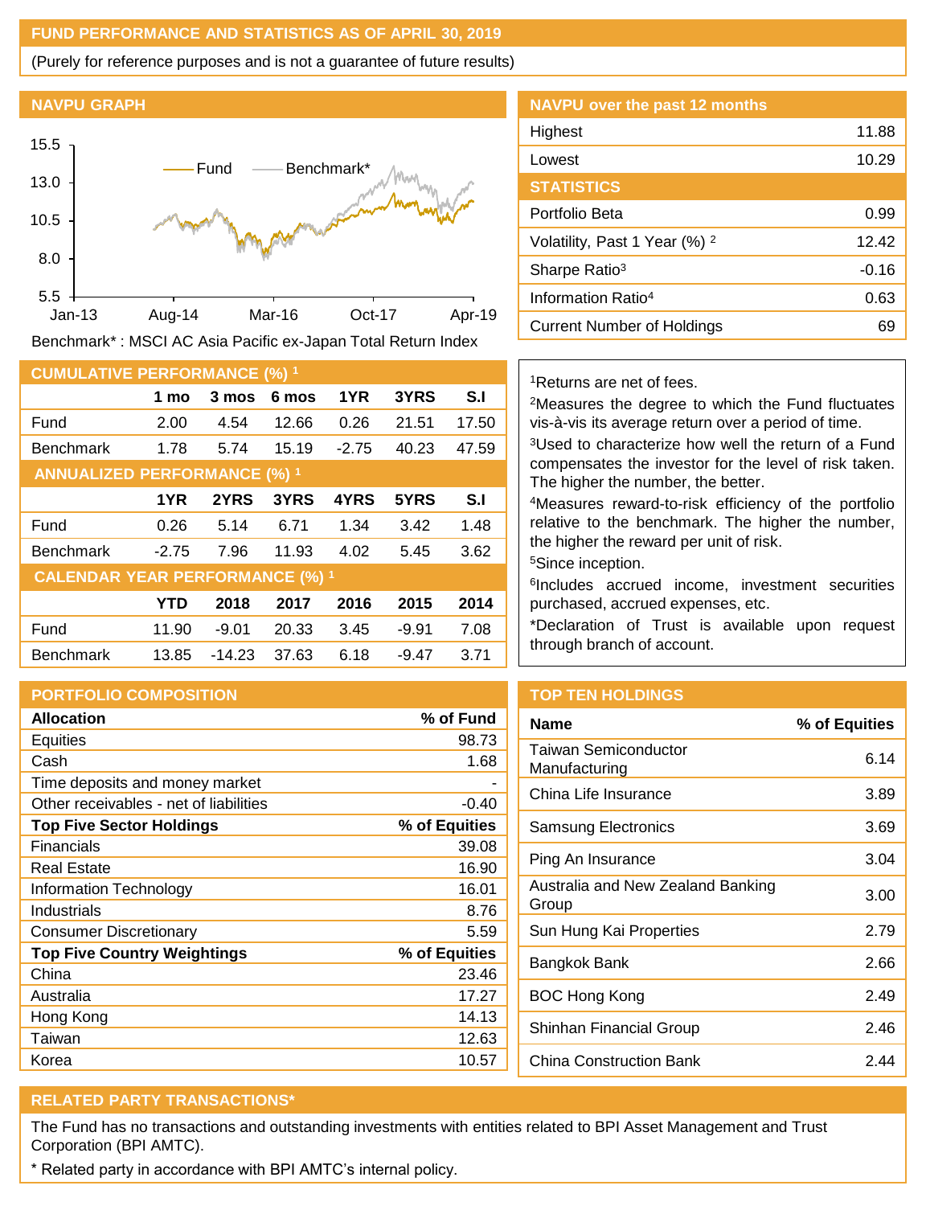## FUND PERFORMANCE AND STATISTICS AS OF APRIL 30, 2019

(Purely for reference purposes and is not a guarantee of future results)

### NAVPU GRAPH

Benchmark* : MSCI AC Asia Pacific ex-Japan Total Return Index

### NAVPU over the past 12 months

| | |
|---|---|
| Highest | 11.88 |
| Lowest | 10.29 |

### STATISTICS

| | |
|---|---|
| Portfolio Beta | 0.99 |
| Volatility, Past 1 Year (%) [2] | 12.42 |
| Sharpe Ratio[3] | -0.16 |
| Information Ratio[4] | 0.63 |
| Current Number of Holdings | 69 |

### CUMULATIVE PERFORMANCE (%) [1]

| | 1 mo | 3 mos | 6 mos | 1YR | 3YRS | S.I |
|---|---|---|---|---|---|---|
| Fund | 2.00 | 4.54 | 12.66 | 0.26 | 21.51 | 17.50 |
| Benchmark | 1.78 | 5.74 | 15.19 | -2.75 | 40.23 | 47.59 |

### ANNUALIZED PERFORMANCE (%) [1]

| | 1YR | 2YRS | 3YRS | 4YRS | 5YRS | S.I |
|---|---|---|---|---|---|---|
| Fund | 0.26 | 5.14 | 6.71 | 1.34 | 3.42 | 1.48 |
| Benchmark | -2.75 | 7.96 | 11.93 | 4.02 | 5.45 | 3.62 |

### CALENDAR YEAR PERFORMANCE (%) [1]

| | YTD | 2018 | 2017 | 2016 | 2015 | 2014 |
|---|---|---|---|---|---|---|
| Fund | 11.90 | -9.01 | 20.33 | 3.45 | -9.91 | 7.08 |
| Benchmark | 13.85 | -14.23 | 37.63 | 6.18 | -9.47 | 3.71 |

[1]Returns are net of fees.

[2]Measures the degree to which the Fund fluctuates vis-à-vis its average return over a period of time.

[3]Used to characterize how well the return of a Fund compensates the investor for the level of risk taken. The higher the number, the better.

[4]Measures reward-to-risk efficiency of the portfolio relative to the benchmark. The higher the number, the higher the reward per unit of risk.

[5]Since inception.

[6]Includes accrued income, investment securities purchased, accrued expenses, etc.

*Declaration of Trust is available upon request through branch of account.

### PORTFOLIO COMPOSITION

| Allocation | % of Fund |
|---|---|
| Equities | 98.73 |
| Cash | 1.68 |
| Time deposits and money market | - |
| Other receivables - net of liabilities | -0.40 |
| **Top Five Sector Holdings** | **% of Equities** |
| Financials | 39.08 |
| Real Estate | 16.90 |
| Information Technology | 16.01 |
| Industrials | 8.76 |
| Consumer Discretionary | 5.59 |
| **Top Five Country Weightings** | **% of Equities** |
| China | 23.46 |
| Australia | 17.27 |
| Hong Kong | 14.13 |
| Taiwan | 12.63 |
| Korea | 10.57 |

### TOP TEN HOLDINGS

| Name | % of Equities |
|---|---|
| Taiwan Semiconductor Manufacturing | 6.14 |
| China Life Insurance | 3.89 |
| Samsung Electronics | 3.69 |
| Ping An Insurance | 3.04 |
| Australia and New Zealand Banking Group | 3.00 |
| Sun Hung Kai Properties | 2.79 |
| Bangkok Bank | 2.66 |
| BOC Hong Kong | 2.49 |
| Shinhan Financial Group | 2.46 |
| China Construction Bank | 2.44 |

### RELATED PARTY TRANSACTIONS*

The Fund has no transactions and outstanding investments with entities related to BPI Asset Management and Trust Corporation (BPI AMTC).

\* Related party in accordance with BPI AMTC's internal policy.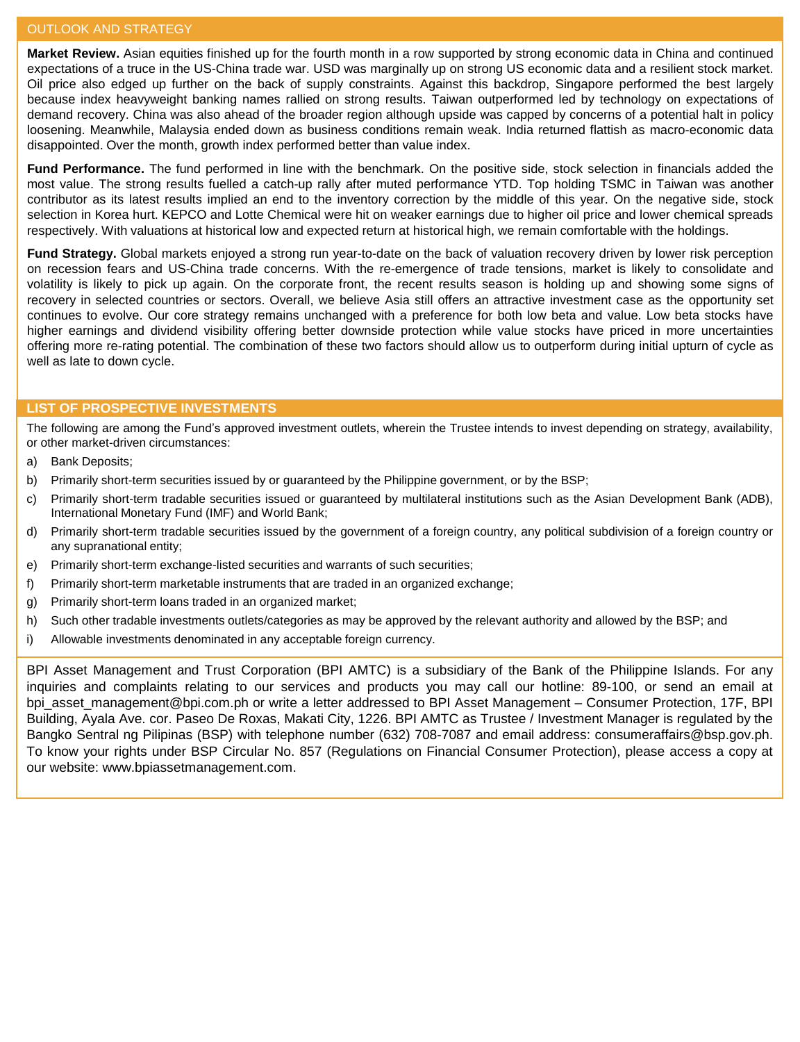## OUTLOOK AND STRATEGY

**Market Review.** Asian equities finished up for the fourth month in a row supported by strong economic data in China and continued expectations of a truce in the US-China trade war. USD was marginally up on strong US economic data and a resilient stock market. Oil price also edged up further on the back of supply constraints. Against this backdrop, Singapore performed the best largely because index heavyweight banking names rallied on strong results. Taiwan outperformed led by technology on expectations of demand recovery. China was also ahead of the broader region although upside was capped by concerns of a potential halt in policy loosening. Meanwhile, Malaysia ended down as business conditions remain weak. India returned flattish as macro-economic data disappointed. Over the month, growth index performed better than value index.

**Fund Performance.** The fund performed in line with the benchmark. On the positive side, stock selection in financials added the most value. The strong results fuelled a catch-up rally after muted performance YTD. Top holding TSMC in Taiwan was another contributor as its latest results implied an end to the inventory correction by the middle of this year. On the negative side, stock selection in Korea hurt. KEPCO and Lotte Chemical were hit on weaker earnings due to higher oil price and lower chemical spreads respectively. With valuations at historical low and expected return at historical high, we remain comfortable with the holdings.

**Fund Strategy.** Global markets enjoyed a strong run year-to-date on the back of valuation recovery driven by lower risk perception on recession fears and US-China trade concerns. With the re-emergence of trade tensions, market is likely to consolidate and volatility is likely to pick up again. On the corporate front, the recent results season is holding up and showing some signs of recovery in selected countries or sectors. Overall, we believe Asia still offers an attractive investment case as the opportunity set continues to evolve. Our core strategy remains unchanged with a preference for both low beta and value. Low beta stocks have higher earnings and dividend visibility offering better downside protection while value stocks have priced in more uncertainties offering more re-rating potential. The combination of these two factors should allow us to outperform during initial upturn of cycle as well as late to down cycle.

## LIST OF PROSPECTIVE INVESTMENTS

The following are among the Fund's approved investment outlets, wherein the Trustee intends to invest depending on strategy, availability, or other market-driven circumstances:

a) Bank Deposits;
b) Primarily short-term securities issued by or guaranteed by the Philippine government, or by the BSP;
c) Primarily short-term tradable securities issued or guaranteed by multilateral institutions such as the Asian Development Bank (ADB), International Monetary Fund (IMF) and World Bank;
d) Primarily short-term tradable securities issued by the government of a foreign country, any political subdivision of a foreign country or any supranational entity;
e) Primarily short-term exchange-listed securities and warrants of such securities;
f) Primarily short-term marketable instruments that are traded in an organized exchange;
g) Primarily short-term loans traded in an organized market;
h) Such other tradable investments outlets/categories as may be approved by the relevant authority and allowed by the BSP; and
i) Allowable investments denominated in any acceptable foreign currency.

BPI Asset Management and Trust Corporation (BPI AMTC) is a subsidiary of the Bank of the Philippine Islands. For any inquiries and complaints relating to our services and products you may call our hotline: 89-100, or send an email at bpi_asset_management@bpi.com.ph or write a letter addressed to BPI Asset Management – Consumer Protection, 17F, BPI Building, Ayala Ave. cor. Paseo De Roxas, Makati City, 1226. BPI AMTC as Trustee / Investment Manager is regulated by the Bangko Sentral ng Pilipinas (BSP) with telephone number (632) 708-7087 and email address: consumeraffairs@bsp.gov.ph. To know your rights under BSP Circular No. 857 (Regulations on Financial Consumer Protection), please access a copy at our website: www.bpiassetmanagement.com.